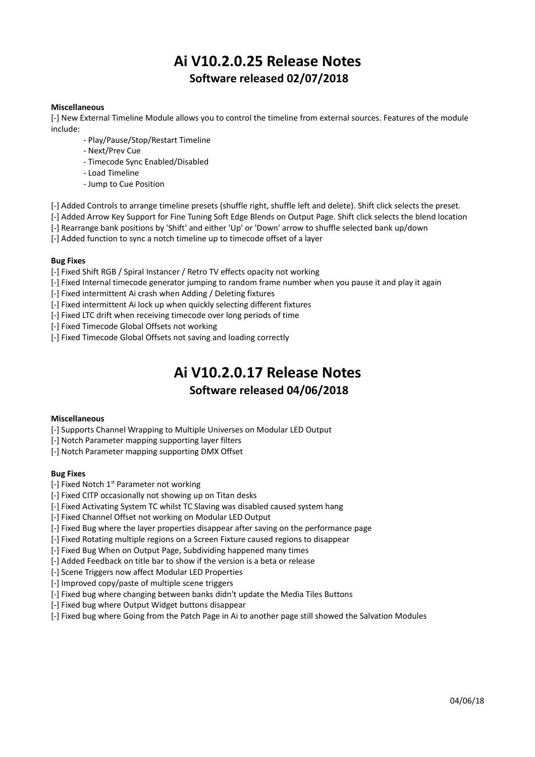# Ai V10.2.0.25 Release Notes

## Software released 02/07/2018

**Miscellaneous**

[-] New External Timeline Module allows you to control the timeline from external sources. Features of the module include:

- Play/Pause/Stop/Restart Timeline
- Next/Prev Cue
- Timecode Sync Enabled/Disabled
- Load Timeline
- Jump to Cue Position

[-] Added Controls to arrange timeline presets (shuffle right, shuffle left and delete). Shift click selects the preset.
[-] Added Arrow Key Support for Fine Tuning Soft Edge Blends on Output Page. Shift click selects the blend location
[-] Rearrange bank positions by 'Shift' and either 'Up' or 'Down' arrow to shuffle selected bank up/down
[-] Added function to sync a notch timeline up to timecode offset of a layer

**Bug Fixes**

[-] Fixed Shift RGB / Spiral Instancer / Retro TV effects opacity not working
[-] Fixed Internal timecode generator jumping to random frame number when you pause it and play it again
[-] Fixed intermittent Ai crash when Adding / Deleting fixtures
[-] Fixed intermittent Ai lock up when quickly selecting different fixtures
[-] Fixed LTC drift when receiving timecode over long periods of time
[-] Fixed Timecode Global Offsets not working
[-] Fixed Timecode Global Offsets not saving and loading correctly

# Ai V10.2.0.17 Release Notes

## Software released 04/06/2018

**Miscellaneous**

[-] Supports Channel Wrapping to Multiple Universes on Modular LED Output
[-] Notch Parameter mapping supporting layer filters
[-] Notch Parameter mapping supporting DMX Offset

**Bug Fixes**

[-] Fixed Notch 1st Parameter not working
[-] Fixed CITP occasionally not showing up on Titan desks
[-] Fixed Activating System TC whilst TC Slaving was disabled caused system hang
[-] Fixed Channel Offset not working on Modular LED Output
[-] Fixed Bug where the layer properties disappear after saving on the performance page
[-] Fixed Rotating multiple regions on a Screen Fixture caused regions to disappear
[-] Fixed Bug When on Output Page, Subdividing happened many times
[-] Added Feedback on title bar to show if the version is a beta or release
[-] Scene Triggers now affect Modular LED Properties
[-] Improved copy/paste of multiple scene triggers
[-] Fixed bug where changing between banks didn't update the Media Tiles Buttons
[-] Fixed bug where Output Widget buttons disappear
[-] Fixed bug where Going from the Patch Page in Ai to another page still showed the Salvation Modules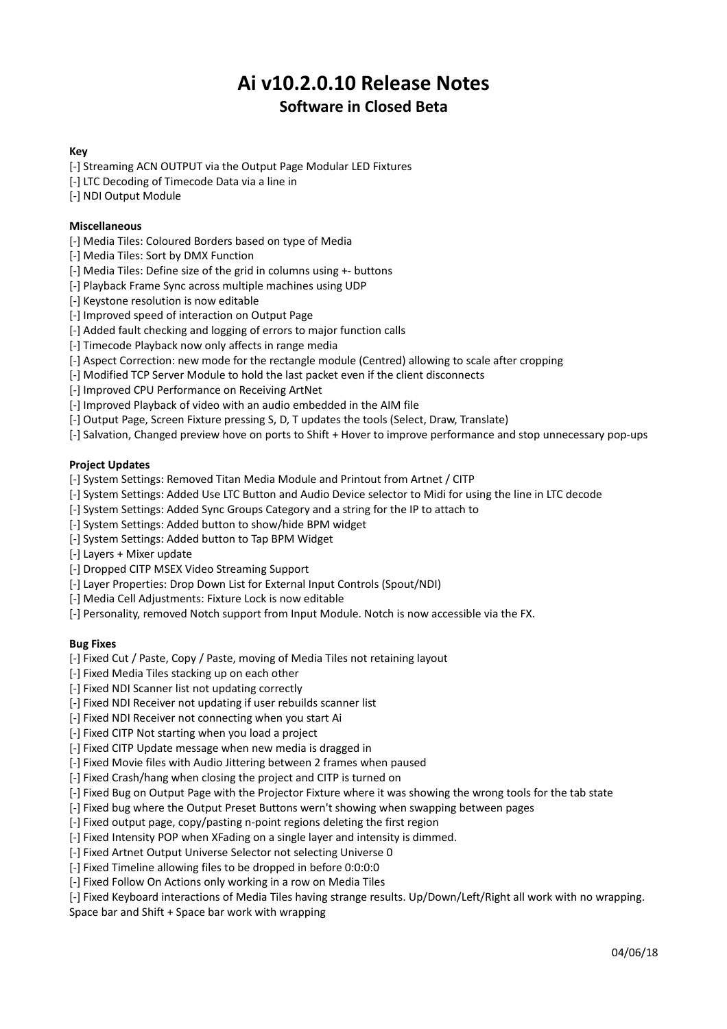# Ai v10.2.0.10 Release Notes

## Software in Closed Beta

**Key**

[-] Streaming ACN OUTPUT via the Output Page Modular LED Fixtures
[-] LTC Decoding of Timecode Data via a line in
[-] NDI Output Module

**Miscellaneous**

[-] Media Tiles: Coloured Borders based on type of Media
[-] Media Tiles: Sort by DMX Function
[-] Media Tiles: Define size of the grid in columns using +- buttons
[-] Playback Frame Sync across multiple machines using UDP
[-] Keystone resolution is now editable
[-] Improved speed of interaction on Output Page
[-] Added fault checking and logging of errors to major function calls
[-] Timecode Playback now only affects in range media
[-] Aspect Correction: new mode for the rectangle module (Centred) allowing to scale after cropping
[-] Modified TCP Server Module to hold the last packet even if the client disconnects
[-] Improved CPU Performance on Receiving ArtNet
[-] Improved Playback of video with an audio embedded in the AIM file
[-] Output Page, Screen Fixture pressing S, D, T updates the tools (Select, Draw, Translate)
[-] Salvation, Changed preview hove on ports to Shift + Hover to improve performance and stop unnecessary pop-ups

**Project Updates**

[-] System Settings: Removed Titan Media Module and Printout from Artnet / CITP
[-] System Settings: Added Use LTC Button and Audio Device selector to Midi for using the line in LTC decode
[-] System Settings: Added Sync Groups Category and a string for the IP to attach to
[-] System Settings: Added button to show/hide BPM widget
[-] System Settings: Added button to Tap BPM Widget
[-] Layers + Mixer update
[-] Dropped CITP MSEX Video Streaming Support
[-] Layer Properties: Drop Down List for External Input Controls (Spout/NDI)
[-] Media Cell Adjustments: Fixture Lock is now editable
[-] Personality, removed Notch support from Input Module. Notch is now accessible via the FX.

**Bug Fixes**

[-] Fixed Cut / Paste, Copy / Paste, moving of Media Tiles not retaining layout
[-] Fixed Media Tiles stacking up on each other
[-] Fixed NDI Scanner list not updating correctly
[-] Fixed NDI Receiver not updating if user rebuilds scanner list
[-] Fixed NDI Receiver not connecting when you start Ai
[-] Fixed CITP Not starting when you load a project
[-] Fixed CITP Update message when new media is dragged in
[-] Fixed Movie files with Audio Jittering between 2 frames when paused
[-] Fixed Crash/hang when closing the project and CITP is turned on
[-] Fixed Bug on Output Page with the Projector Fixture where it was showing the wrong tools for the tab state
[-] Fixed bug where the Output Preset Buttons wern't showing when swapping between pages
[-] Fixed output page, copy/pasting n-point regions deleting the first region
[-] Fixed Intensity POP when XFading on a single layer and intensity is dimmed.
[-] Fixed Artnet Output Universe Selector not selecting Universe 0
[-] Fixed Timeline allowing files to be dropped in before 0:0:0:0
[-] Fixed Follow On Actions only working in a row on Media Tiles
[-] Fixed Keyboard interactions of Media Tiles having strange results. Up/Down/Left/Right all work with no wrapping. Space bar and Shift + Space bar work with wrapping

04/06/18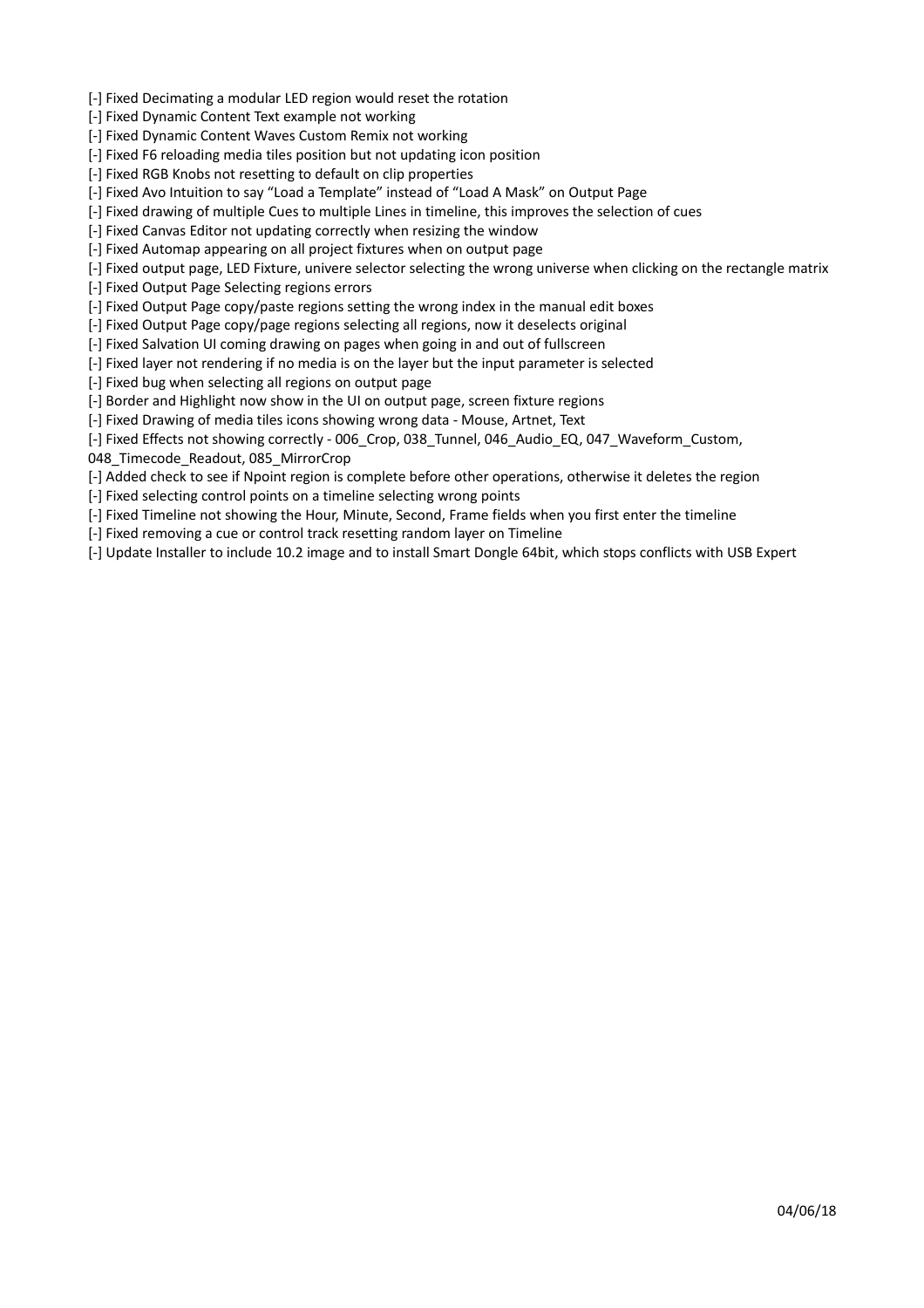[-] Fixed Decimating a modular LED region would reset the rotation
[-] Fixed Dynamic Content Text example not working
[-] Fixed Dynamic Content Waves Custom Remix not working
[-] Fixed F6 reloading media tiles position but not updating icon position
[-] Fixed RGB Knobs not resetting to default on clip properties
[-] Fixed Avo Intuition to say “Load a Template” instead of “Load A Mask” on Output Page
[-] Fixed drawing of multiple Cues to multiple Lines in timeline, this improves the selection of cues
[-] Fixed Canvas Editor not updating correctly when resizing the window
[-] Fixed Automap appearing on all project fixtures when on output page
[-] Fixed output page, LED Fixture, univere selector selecting the wrong universe when clicking on the rectangle matrix
[-] Fixed Output Page Selecting regions errors
[-] Fixed Output Page copy/paste regions setting the wrong index in the manual edit boxes
[-] Fixed Output Page copy/page regions selecting all regions, now it deselects original
[-] Fixed Salvation UI coming drawing on pages when going in and out of fullscreen
[-] Fixed layer not rendering if no media is on the layer but the input parameter is selected
[-] Fixed bug when selecting all regions on output page
[-] Border and Highlight now show in the UI on output page, screen fixture regions
[-] Fixed Drawing of media tiles icons showing wrong data - Mouse, Artnet, Text
[-] Fixed Effects not showing correctly - 006_Crop, 038_Tunnel, 046_Audio_EQ, 047_Waveform_Custom, 048_Timecode_Readout, 085_MirrorCrop
[-] Added check to see if Npoint region is complete before other operations, otherwise it deletes the region
[-] Fixed selecting control points on a timeline selecting wrong points
[-] Fixed Timeline not showing the Hour, Minute, Second, Frame fields when you first enter the timeline
[-] Fixed removing a cue or control track resetting random layer on Timeline
[-] Update Installer to include 10.2 image and to install Smart Dongle 64bit, which stops conflicts with USB Expert